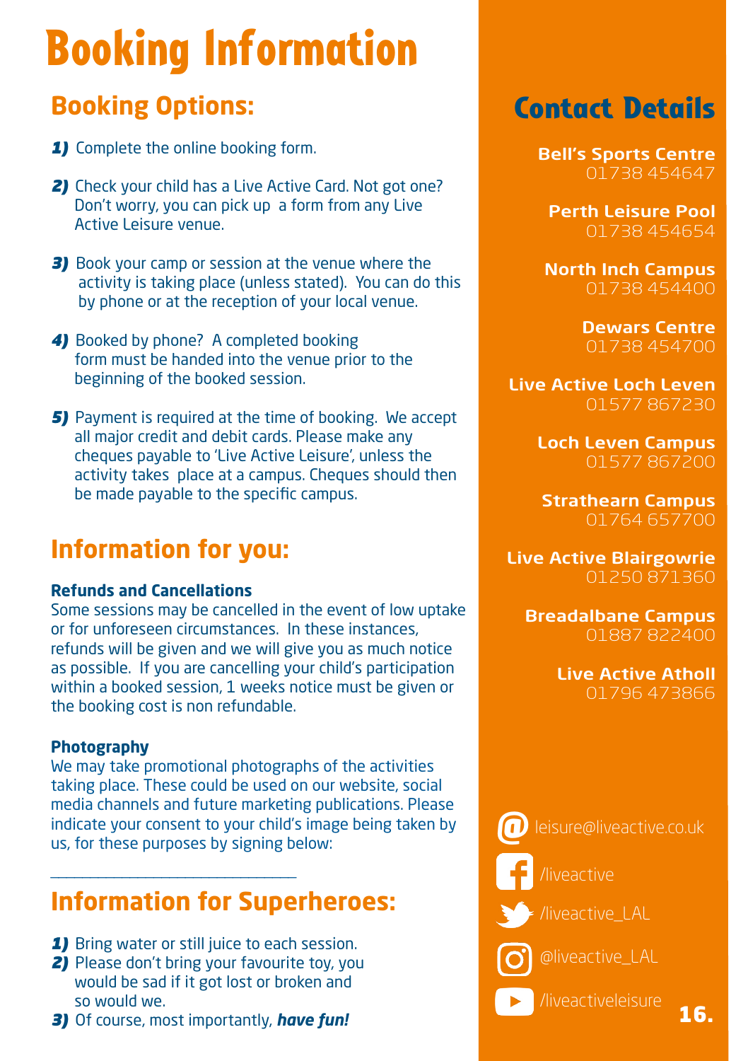# Booking Information

## Booking Options:

1) Complete the online booking form.

2) Check your child has a Live Active Card. Not got one? Don't worry, you can pick up a form from any Live Active Leisure venue.

3) Book your camp or session at the venue where the activity is taking place (unless stated). You can do this by phone or at the reception of your local venue.

4) Booked by phone? A completed booking form must be handed into the venue prior to the beginning of the booked session.

5) Payment is required at the time of booking. We accept all major credit and debit cards. Please make any cheques payable to 'Live Active Leisure', unless the activity takes place at a campus. Cheques should then be made payable to the specific campus.

## Information for you:

**Refunds and Cancellations**

Some sessions may be cancelled in the event of low uptake or for unforeseen circumstances. In these instances, refunds will be given and we will give you as much notice as possible. If you are cancelling your child's participation within a booked session, 1 weeks notice must be given or the booking cost is non refundable.

**Photography**

We may take promotional photographs of the activities taking place. These could be used on our website, social media channels and future marketing publications. Please indicate your consent to your child's image being taken by us, for these purposes by signing below:

___________________________________

## Information for Superheroes:

1) Bring water or still juice to each session.
2) Please don't bring your favourite toy, you would be sad if it got lost or broken and so would we.
3) Of course, most importantly, ***have fun!***

## Contact Details

**Bell's Sports Centre**
01738 454647

**Perth Leisure Pool**
01738 454654

**North Inch Campus**
01738 454400

**Dewars Centre**
01738 454700

**Live Active Loch Leven**
01577 867230

**Loch Leven Campus**
01577 867200

**Strathearn Campus**
01764 657700

**Live Active Blairgowrie**
01250 871360

**Breadalbane Campus**
01887 822400

**Live Active Atholl**
01796 473866

leisure@liveactive.co.uk

/liveactive

/liveactive_LAL

@liveactive_LAL

/liveactiveleisure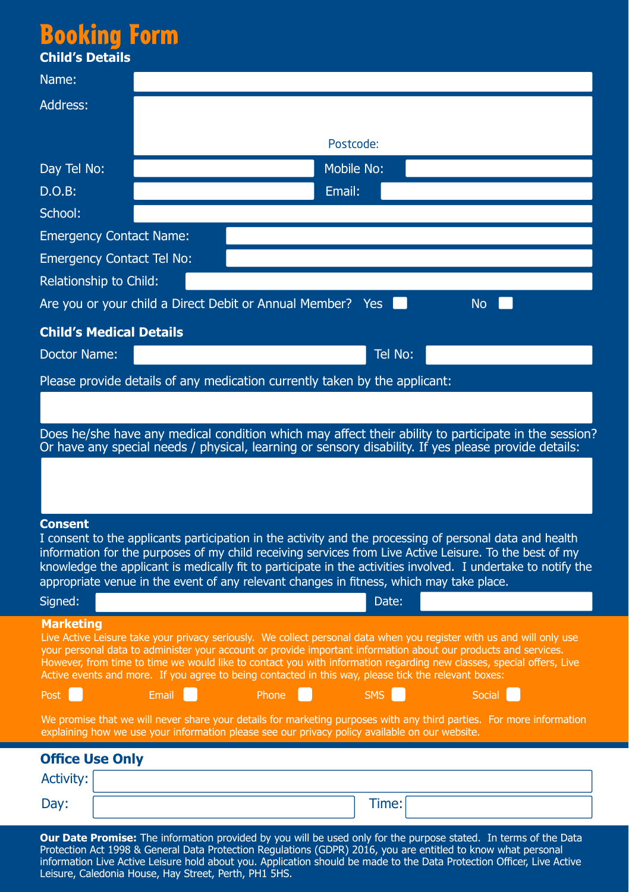# Booking Form

## Child's Details

Name:

Address:

Postcode:

Day Tel No: Mobile No:

D.O.B: Email:

School:

Emergency Contact Name:

Emergency Contact Tel No:

Relationship to Child:

Are you or your child a Direct Debit or Annual Member? Yes ☐ No ☐

## Child's Medical Details

Doctor Name: Tel No:

Please provide details of any medication currently taken by the applicant:

Does he/she have any medical condition which may affect their ability to participate in the session? Or have any special needs / physical, learning or sensory disability. If yes please provide details:

**Consent**

I consent to the applicants participation in the activity and the processing of personal data and health information for the purposes of my child receiving services from Live Active Leisure. To the best of my knowledge the applicant is medically fit to participate in the activities involved. I undertake to notify the appropriate venue in the event of any relevant changes in fitness, which may take place.

Signed: Date:

**Marketing**

Live Active Leisure take your privacy seriously. We collect personal data when you register with us and will only use your personal data to administer your account or provide important information about our products and services. However, from time to time we would like to contact you with information regarding new classes, special offers, Live Active events and more. If you agree to being contacted in this way, please tick the relevant boxes:

Post ☐ Email ☐ Phone ☐ SMS ☐ Social ☐

We promise that we will never share your details for marketing purposes with any third parties. For more information explaining how we use your information please see our privacy policy available on our website.

## Office Use Only

Activity:

Day: Time:

**Our Date Promise:** The information provided by you will be used only for the purpose stated. In terms of the Data Protection Act 1998 & General Data Protection Regulations (GDPR) 2016, you are entitled to know what personal information Live Active Leisure hold about you. Application should be made to the Data Protection Officer, Live Active Leisure, Caledonia House, Hay Street, Perth, PH1 5HS.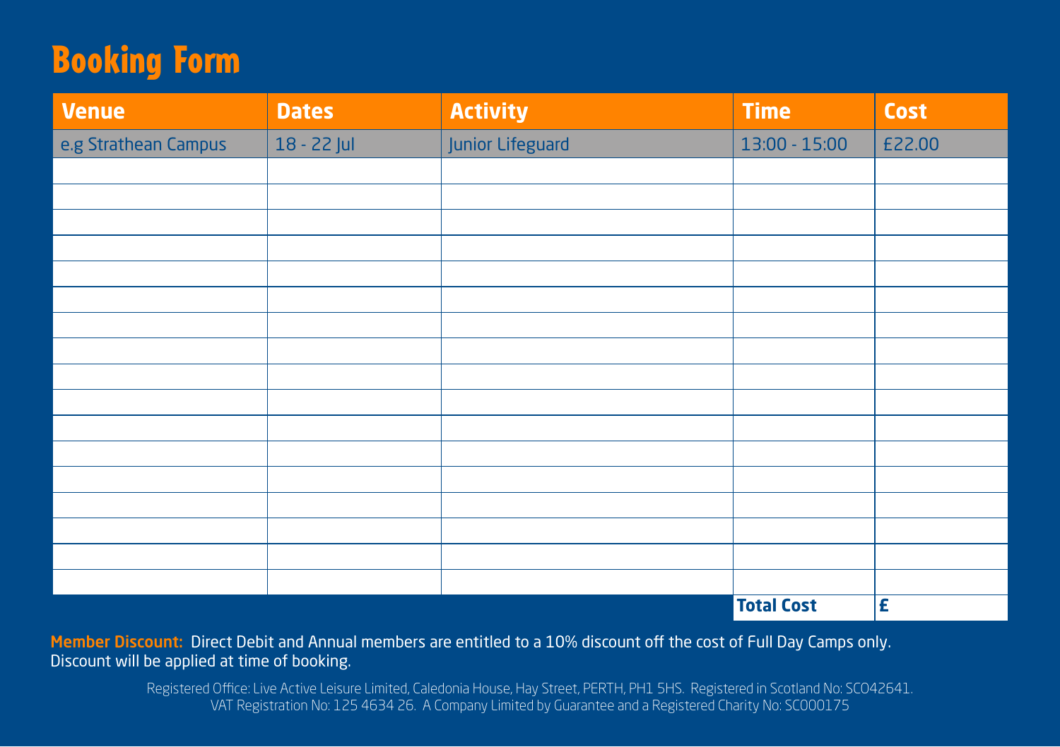# Booking Form

| Venue | Dates | Activity | Time | Cost |
|---|---|---|---|---|
| e.g Strathean Campus | 18 - 22 Jul | Junior Lifeguard | 13:00 - 15:00 | £22.00 |
| | | | | |
| | | | | |
| | | | | |
| | | | | |
| | | | | |
| | | | | |
| | | | | |
| | | | | |
| | | | | |
| | | | | |
| | | | | |
| | | | | |
| | | | | |
| | | | | |
| | | | | |
| | | | | |
| | | | | |
| | | | **Total Cost** | **£** |

**Member Discount:** Direct Debit and Annual members are entitled to a 10% discount off the cost of Full Day Camps only. Discount will be applied at time of booking.

Registered Office: Live Active Leisure Limited, Caledonia House, Hay Street, PERTH, PH1 5HS. Registered in Scotland No: SC042641.
VAT Registration No: 125 4634 26. A Company Limited by Guarantee and a Registered Charity No: SC000175